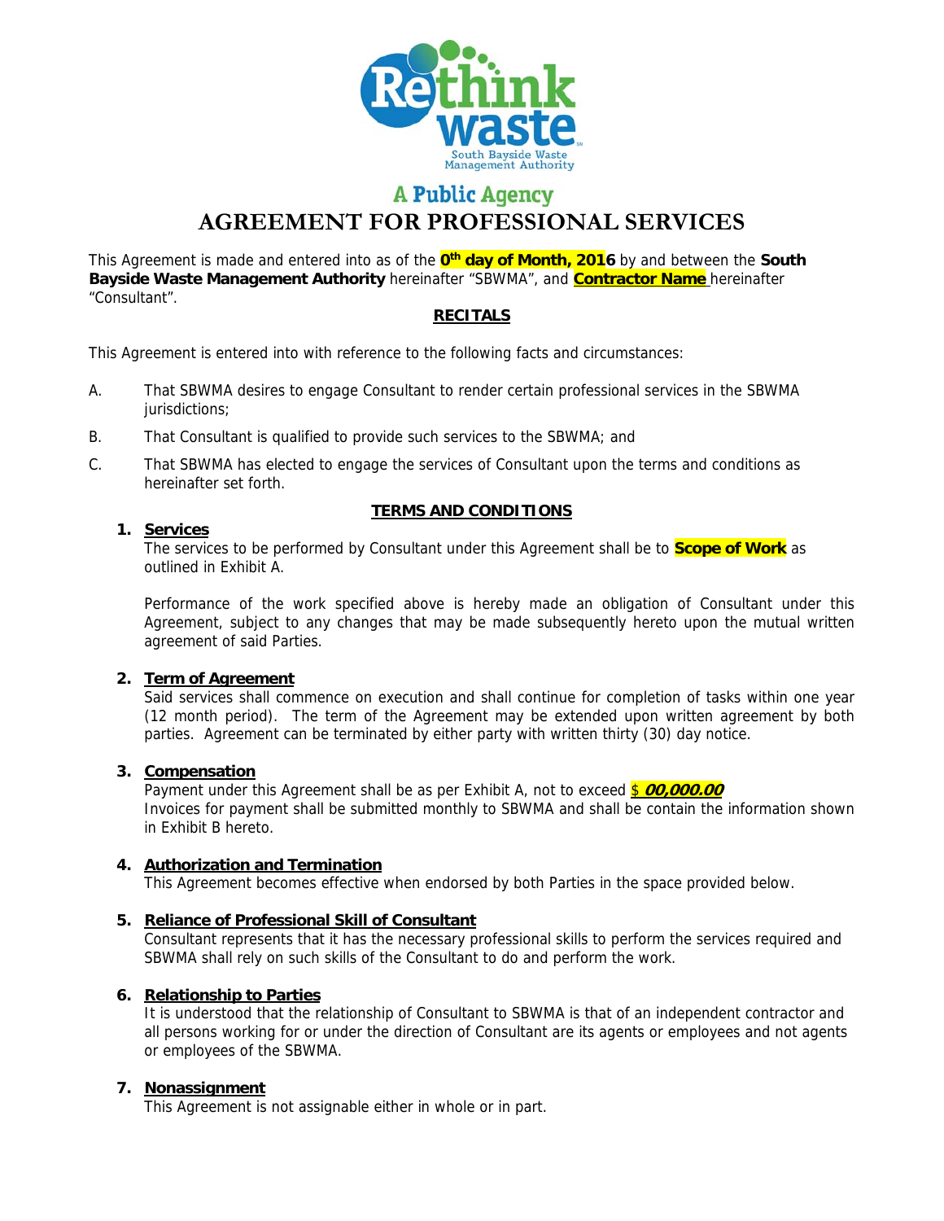Rethink waste
South Bayside Waste Management Authority

**A Public Agency**

# AGREEMENT FOR PROFESSIONAL SERVICES

This Agreement is made and entered into as of the **0th day of Month, 2016** by and between the **South Bayside Waste Management Authority** hereinafter "SBWMA", and **Contractor Name** hereinafter "Consultant".

## RECITALS

This Agreement is entered into with reference to the following facts and circumstances:

A. That SBWMA desires to engage Consultant to render certain professional services in the SBWMA jurisdictions;

B. That Consultant is qualified to provide such services to the SBWMA; and

C. That SBWMA has elected to engage the services of Consultant upon the terms and conditions as hereinafter set forth.

## TERMS AND CONDITIONS

1. **Services**

   The services to be performed by Consultant under this Agreement shall be to **Scope of Work** as outlined in Exhibit A.

   Performance of the work specified above is hereby made an obligation of Consultant under this Agreement, subject to any changes that may be made subsequently hereto upon the mutual written agreement of said Parties.

2. **Term of Agreement**

   Said services shall commence on execution and shall continue for completion of tasks within one year (12 month period). The term of the Agreement may be extended upon written agreement by both parties. Agreement can be terminated by either party with written thirty (30) day notice.

3. **Compensation**

   Payment under this Agreement shall be as per Exhibit A, not to exceed $ ***00,000.00***

   Invoices for payment shall be submitted monthly to SBWMA and shall be contain the information shown in Exhibit B hereto.

4. **Authorization and Termination**

   This Agreement becomes effective when endorsed by both Parties in the space provided below.

5. **Reliance of Professional Skill of Consultant**

   Consultant represents that it has the necessary professional skills to perform the services required and SBWMA shall rely on such skills of the Consultant to do and perform the work.

6. **Relationship to Parties**

   It is understood that the relationship of Consultant to SBWMA is that of an independent contractor and all persons working for or under the direction of Consultant are its agents or employees and not agents or employees of the SBWMA.

7. **Nonassignment**

   This Agreement is not assignable either in whole or in part.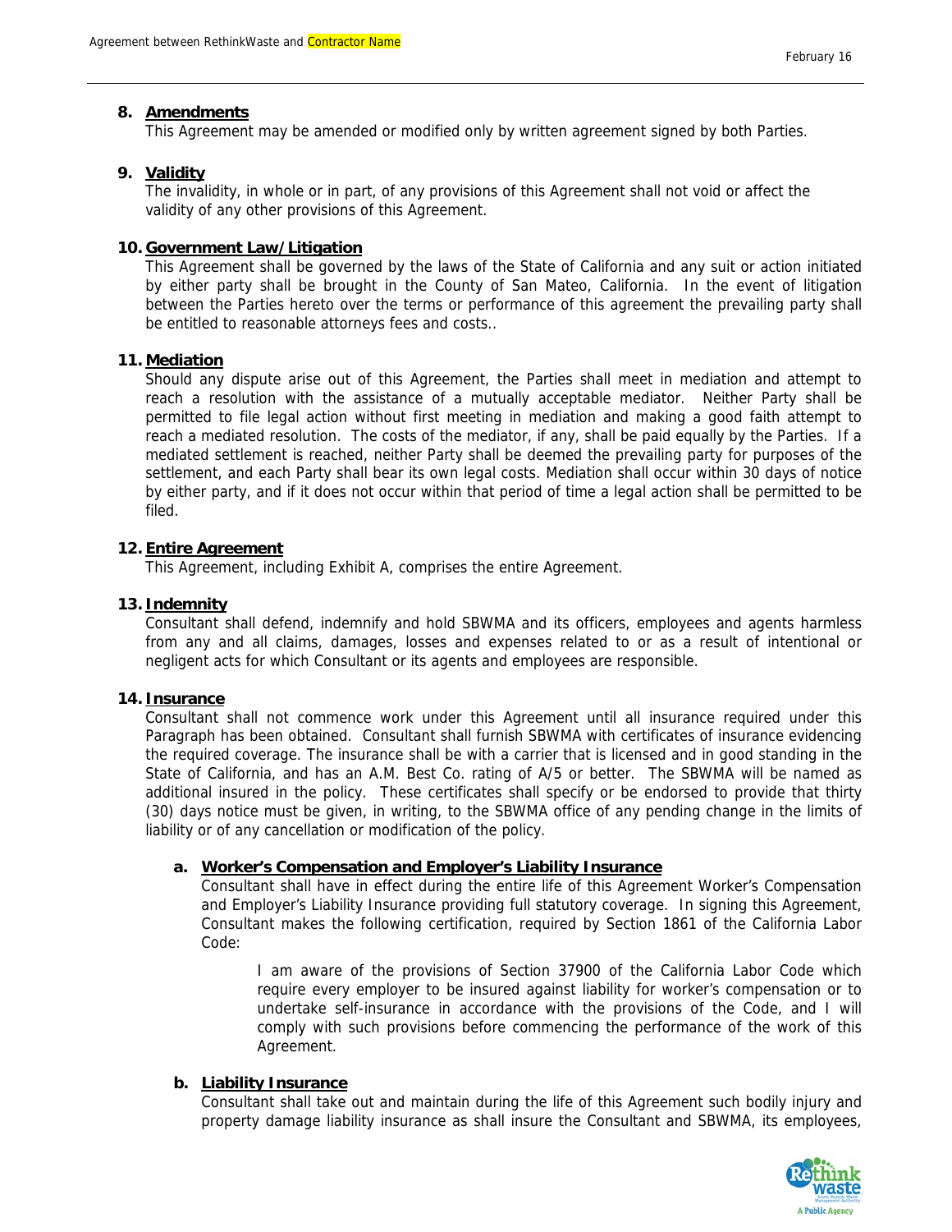**8. Amendments**

This Agreement may be amended or modified only by written agreement signed by both Parties.

**9. Validity**

The invalidity, in whole or in part, of any provisions of this Agreement shall not void or affect the validity of any other provisions of this Agreement.

**10. Government Law/Litigation**

This Agreement shall be governed by the laws of the State of California and any suit or action initiated by either party shall be brought in the County of San Mateo, California. In the event of litigation between the Parties hereto over the terms or performance of this agreement the prevailing party shall be entitled to reasonable attorneys fees and costs..

**11. Mediation**

Should any dispute arise out of this Agreement, the Parties shall meet in mediation and attempt to reach a resolution with the assistance of a mutually acceptable mediator. Neither Party shall be permitted to file legal action without first meeting in mediation and making a good faith attempt to reach a mediated resolution. The costs of the mediator, if any, shall be paid equally by the Parties. If a mediated settlement is reached, neither Party shall be deemed the prevailing party for purposes of the settlement, and each Party shall bear its own legal costs. Mediation shall occur within 30 days of notice by either party, and if it does not occur within that period of time a legal action shall be permitted to be filed.

**12. Entire Agreement**

This Agreement, including Exhibit A, comprises the entire Agreement.

**13. Indemnity**

Consultant shall defend, indemnify and hold SBWMA and its officers, employees and agents harmless from any and all claims, damages, losses and expenses related to or as a result of intentional or negligent acts for which Consultant or its agents and employees are responsible.

**14. Insurance**

Consultant shall not commence work under this Agreement until all insurance required under this Paragraph has been obtained. Consultant shall furnish SBWMA with certificates of insurance evidencing the required coverage. The insurance shall be with a carrier that is licensed and in good standing in the State of California, and has an A.M. Best Co. rating of A/5 or better. The SBWMA will be named as additional insured in the policy. These certificates shall specify or be endorsed to provide that thirty (30) days notice must be given, in writing, to the SBWMA office of any pending change in the limits of liability or of any cancellation or modification of the policy.

**a. Worker's Compensation and Employer's Liability Insurance**

Consultant shall have in effect during the entire life of this Agreement Worker's Compensation and Employer's Liability Insurance providing full statutory coverage. In signing this Agreement, Consultant makes the following certification, required by Section 1861 of the California Labor Code:

> I am aware of the provisions of Section 37900 of the California Labor Code which require every employer to be insured against liability for worker's compensation or to undertake self-insurance in accordance with the provisions of the Code, and I will comply with such provisions before commencing the performance of the work of this Agreement.

**b. Liability Insurance**

Consultant shall take out and maintain during the life of this Agreement such bodily injury and property damage liability insurance as shall insure the Consultant and SBWMA, its employees,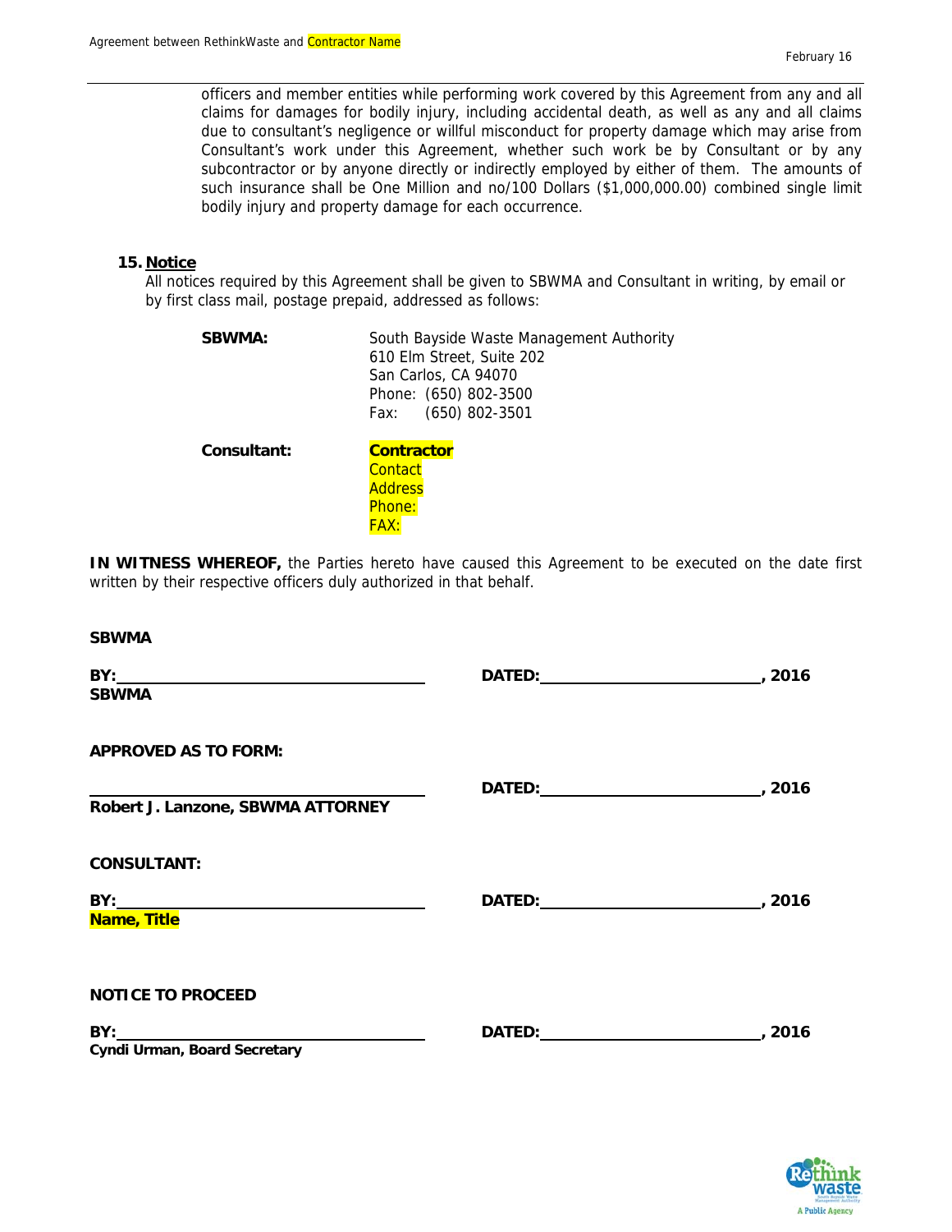officers and member entities while performing work covered by this Agreement from any and all claims for damages for bodily injury, including accidental death, as well as any and all claims due to consultant's negligence or willful misconduct for property damage which may arise from Consultant's work under this Agreement, whether such work be by Consultant or by any subcontractor or by anyone directly or indirectly employed by either of them. The amounts of such insurance shall be One Million and no/100 Dollars ($1,000,000.00) combined single limit bodily injury and property damage for each occurrence.

**15. Notice**

All notices required by this Agreement shall be given to SBWMA and Consultant in writing, by email or by first class mail, postage prepaid, addressed as follows:

**SBWMA:**
South Bayside Waste Management Authority
610 Elm Street, Suite 202
San Carlos, CA 94070
Phone: (650) 802-3500
Fax: (650) 802-3501

**Consultant:**
**Contractor**
Contact
Address
Phone:
FAX:

**IN WITNESS WHEREOF,** the Parties hereto have caused this Agreement to be executed on the date first written by their respective officers duly authorized in that behalf.

**SBWMA**

**BY:** ______________________________ **DATED:** ____________________, 2016
**SBWMA**

**APPROVED AS TO FORM:**

______________________________ **DATED:** ____________________, 2016
**Robert J. Lanzone, SBWMA ATTORNEY**

**CONSULTANT:**

**BY:** ______________________________ **DATED:** ____________________, 2016
**Name, Title**

**NOTICE TO PROCEED**

**BY:** ______________________________ **DATED:** ____________________, 2016
**Cyndi Urman, Board Secretary**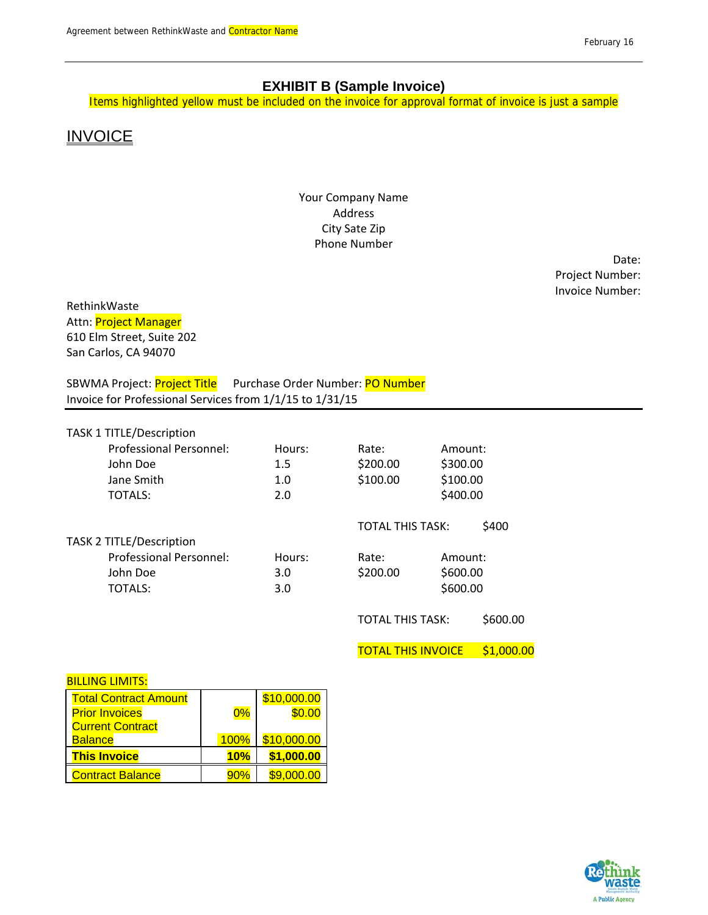## EXHIBIT B (Sample Invoice)

Items highlighted yellow must be included on the invoice for approval format of invoice is just a sample

# INVOICE

Your Company Name
Address
City Sate Zip
Phone Number

Date:
Project Number:
Invoice Number:

RethinkWaste
Attn: Project Manager
610 Elm Street, Suite 202
San Carlos, CA 94070

SBWMA Project: Project Title Purchase Order Number: PO Number
Invoice for Professional Services from 1/1/15 to 1/31/15

TASK 1 TITLE/Description

| Professional Personnel: | Hours: | Rate: | Amount: |
|---|---|---|---|
| John Doe | 1.5 | $200.00 | $300.00 |
| Jane Smith | 1.0 | $100.00 | $100.00 |
| TOTALS: | 2.0 | | $400.00 |

TOTAL THIS TASK: $400

TASK 2 TITLE/Description

| Professional Personnel: | Hours: | Rate: | Amount: |
|---|---|---|---|
| John Doe | 3.0 | $200.00 | $600.00 |
| TOTALS: | 3.0 | | $600.00 |

TOTAL THIS TASK: $600.00

TOTAL THIS INVOICE $1,000.00

BILLING LIMITS:

| | | |
|---|---|---|
| Total Contract Amount | | $10,000.00 |
| Prior Invoices | 0% | $0.00 |
| Current Contract Balance | 100% | $10,000.00 |
| **This Invoice** | **10%** | **$1,000.00** |
| Contract Balance | 90% | $9,000.00 |